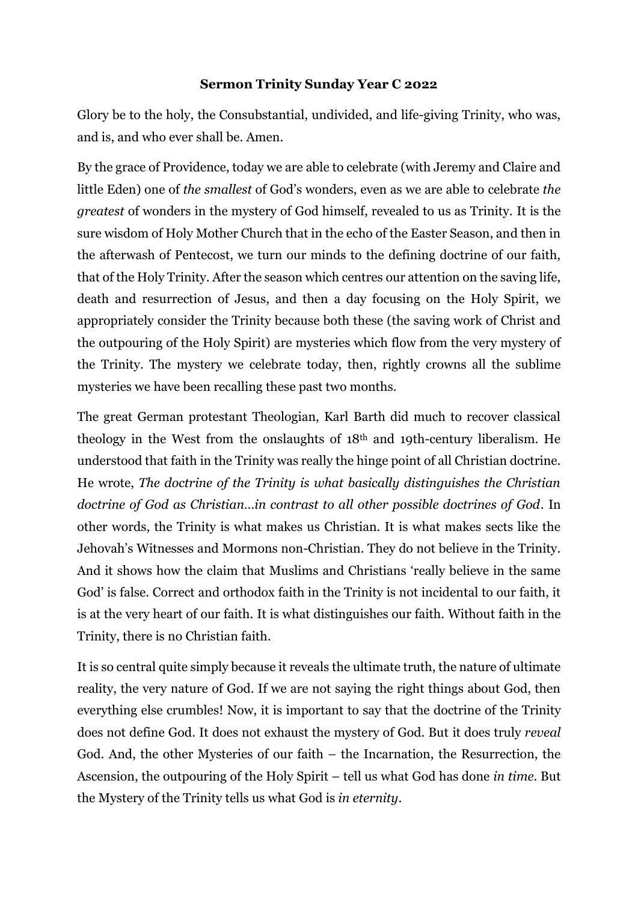**Sermon Trinity Sunday Year C 2022**

Glory be to the holy, the Consubstantial, undivided, and life-giving Trinity, who was, and is, and who ever shall be. Amen.

By the grace of Providence, today we are able to celebrate (with Jeremy and Claire and little Eden) one of *the smallest* of God's wonders, even as we are able to celebrate *the greatest* of wonders in the mystery of God himself, revealed to us as Trinity. It is the sure wisdom of Holy Mother Church that in the echo of the Easter Season, and then in the afterwash of Pentecost, we turn our minds to the defining doctrine of our faith, that of the Holy Trinity. After the season which centres our attention on the saving life, death and resurrection of Jesus, and then a day focusing on the Holy Spirit, we appropriately consider the Trinity because both these (the saving work of Christ and the outpouring of the Holy Spirit) are mysteries which flow from the very mystery of the Trinity. The mystery we celebrate today, then, rightly crowns all the sublime mysteries we have been recalling these past two months.

The great German protestant Theologian, Karl Barth did much to recover classical theology in the West from the onslaughts of 18th and 19th-century liberalism. He understood that faith in the Trinity was really the hinge point of all Christian doctrine. He wrote, *The doctrine of the Trinity is what basically distinguishes the Christian doctrine of God as Christian…in contrast to all other possible doctrines of God*. In other words, the Trinity is what makes us Christian. It is what makes sects like the Jehovah's Witnesses and Mormons non-Christian. They do not believe in the Trinity. And it shows how the claim that Muslims and Christians 'really believe in the same God' is false. Correct and orthodox faith in the Trinity is not incidental to our faith, it is at the very heart of our faith. It is what distinguishes our faith. Without faith in the Trinity, there is no Christian faith.

It is so central quite simply because it reveals the ultimate truth, the nature of ultimate reality, the very nature of God. If we are not saying the right things about God, then everything else crumbles! Now, it is important to say that the doctrine of the Trinity does not define God. It does not exhaust the mystery of God. But it does truly *reveal* God. And, the other Mysteries of our faith – the Incarnation, the Resurrection, the Ascension, the outpouring of the Holy Spirit – tell us what God has done *in time*. But the Mystery of the Trinity tells us what God is *in eternity*.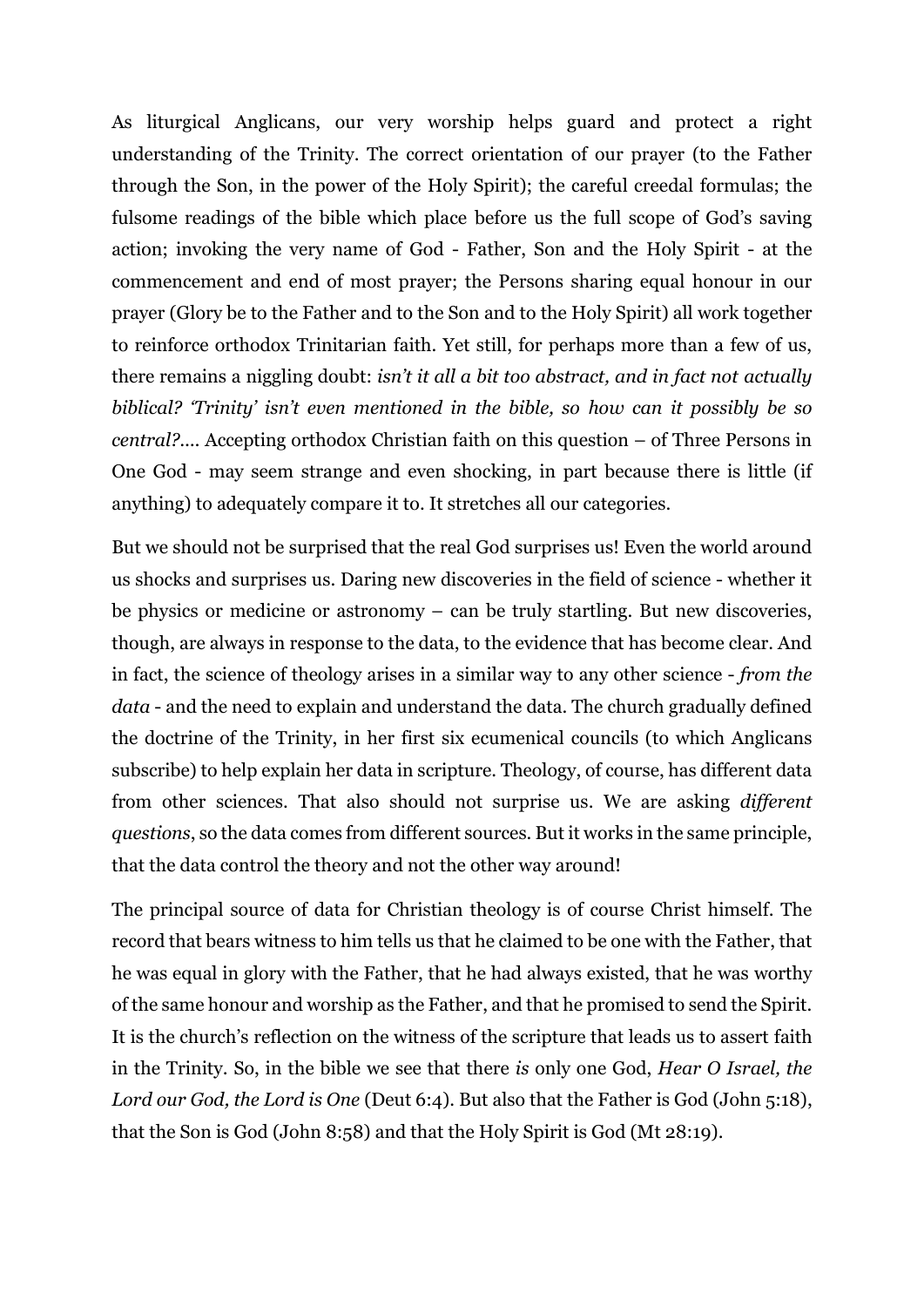As liturgical Anglicans, our very worship helps guard and protect a right understanding of the Trinity. The correct orientation of our prayer (to the Father through the Son, in the power of the Holy Spirit); the careful creedal formulas; the fulsome readings of the bible which place before us the full scope of God's saving action; invoking the very name of God - Father, Son and the Holy Spirit - at the commencement and end of most prayer; the Persons sharing equal honour in our prayer (Glory be to the Father and to the Son and to the Holy Spirit) all work together to reinforce orthodox Trinitarian faith. Yet still, for perhaps more than a few of us, there remains a niggling doubt: *isn't it all a bit too abstract, and in fact not actually biblical? 'Trinity' isn't even mentioned in the bible, so how can it possibly be so central?....* Accepting orthodox Christian faith on this question – of Three Persons in One God - may seem strange and even shocking, in part because there is little (if anything) to adequately compare it to. It stretches all our categories.

But we should not be surprised that the real God surprises us! Even the world around us shocks and surprises us. Daring new discoveries in the field of science - whether it be physics or medicine or astronomy – can be truly startling. But new discoveries, though, are always in response to the data, to the evidence that has become clear. And in fact, the science of theology arises in a similar way to any other science - *from the data* - and the need to explain and understand the data. The church gradually defined the doctrine of the Trinity, in her first six ecumenical councils (to which Anglicans subscribe) to help explain her data in scripture. Theology, of course, has different data from other sciences. That also should not surprise us. We are asking *different questions*, so the data comes from different sources. But it works in the same principle, that the data control the theory and not the other way around!

The principal source of data for Christian theology is of course Christ himself. The record that bears witness to him tells us that he claimed to be one with the Father, that he was equal in glory with the Father, that he had always existed, that he was worthy of the same honour and worship as the Father, and that he promised to send the Spirit. It is the church's reflection on the witness of the scripture that leads us to assert faith in the Trinity. So, in the bible we see that there *is* only one God, *Hear O Israel, the Lord our God, the Lord is One* (Deut 6:4). But also that the Father is God (John 5:18), that the Son is God (John 8:58) and that the Holy Spirit is God (Mt 28:19).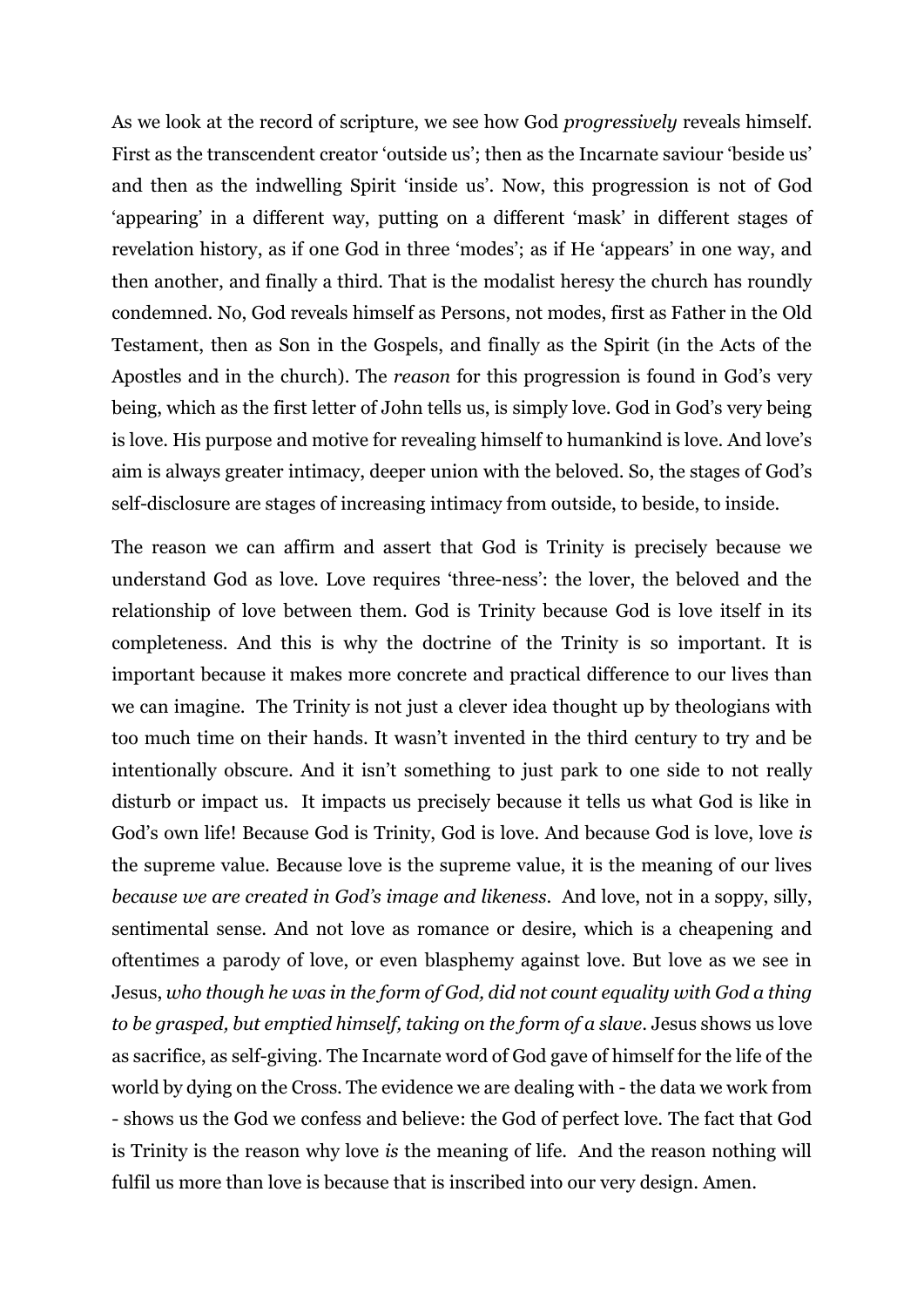As we look at the record of scripture, we see how God *progressively* reveals himself. First as the transcendent creator 'outside us'; then as the Incarnate saviour 'beside us' and then as the indwelling Spirit 'inside us'. Now, this progression is not of God 'appearing' in a different way, putting on a different 'mask' in different stages of revelation history, as if one God in three 'modes'; as if He 'appears' in one way, and then another, and finally a third. That is the modalist heresy the church has roundly condemned. No, God reveals himself as Persons, not modes, first as Father in the Old Testament, then as Son in the Gospels, and finally as the Spirit (in the Acts of the Apostles and in the church). The *reason* for this progression is found in God's very being, which as the first letter of John tells us, is simply love. God in God's very being is love. His purpose and motive for revealing himself to humankind is love. And love's aim is always greater intimacy, deeper union with the beloved. So, the stages of God's self-disclosure are stages of increasing intimacy from outside, to beside, to inside.

The reason we can affirm and assert that God is Trinity is precisely because we understand God as love. Love requires 'three-ness': the lover, the beloved and the relationship of love between them. God is Trinity because God is love itself in its completeness. And this is why the doctrine of the Trinity is so important. It is important because it makes more concrete and practical difference to our lives than we can imagine. The Trinity is not just a clever idea thought up by theologians with too much time on their hands. It wasn't invented in the third century to try and be intentionally obscure. And it isn't something to just park to one side to not really disturb or impact us. It impacts us precisely because it tells us what God is like in God's own life! Because God is Trinity, God is love. And because God is love, love *is* the supreme value. Because love is the supreme value, it is the meaning of our lives *because we are created in God's image and likeness*. And love, not in a soppy, silly, sentimental sense. And not love as romance or desire, which is a cheapening and oftentimes a parody of love, or even blasphemy against love. But love as we see in Jesus, *who though he was in the form of God, did not count equality with God a thing to be grasped, but emptied himself, taking on the form of a slave*. Jesus shows us love as sacrifice, as self-giving. The Incarnate word of God gave of himself for the life of the world by dying on the Cross. The evidence we are dealing with - the data we work from - shows us the God we confess and believe: the God of perfect love. The fact that God is Trinity is the reason why love *is* the meaning of life. And the reason nothing will fulfil us more than love is because that is inscribed into our very design. Amen.